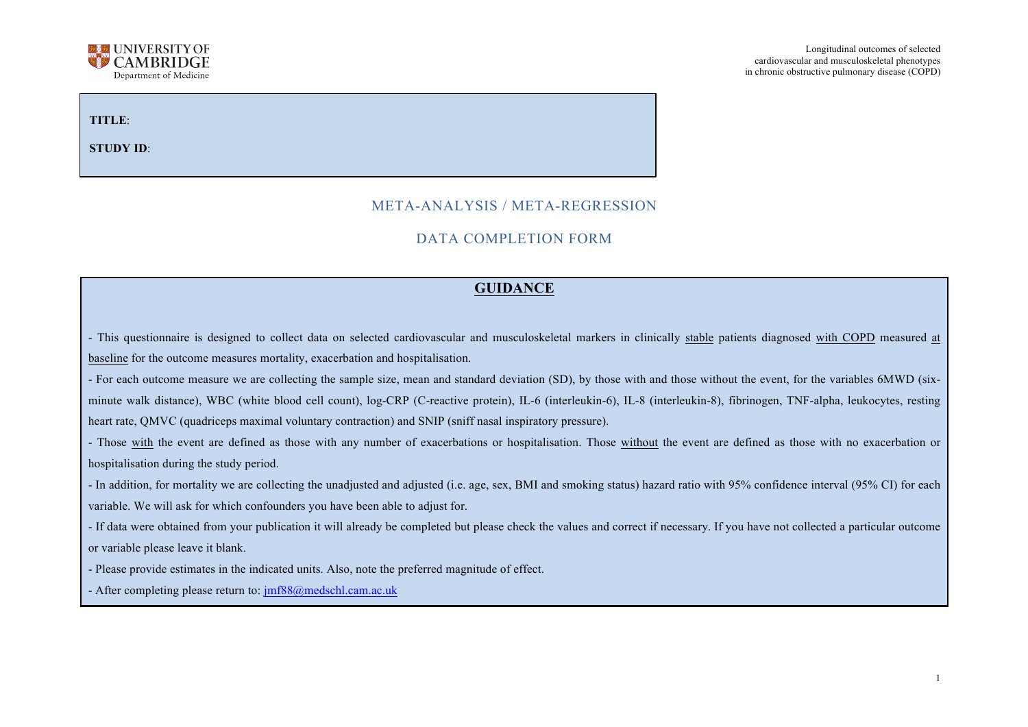UNIVERSITY OF CAMBRIDGE
Department of Medicine

Longitudinal outcomes of selected cardiovascular and musculoskeletal phenotypes in chronic obstructive pulmonary disease (COPD)

**TITLE**:

**STUDY ID**:

## META-ANALYSIS / META-REGRESSION

## DATA COMPLETION FORM

### GUIDANCE

- This questionnaire is designed to collect data on selected cardiovascular and musculoskeletal markers in clinically stable patients diagnosed with COPD measured at baseline for the outcome measures mortality, exacerbation and hospitalisation.
- For each outcome measure we are collecting the sample size, mean and standard deviation (SD), by those with and those without the event, for the variables 6MWD (six-minute walk distance), WBC (white blood cell count), log-CRP (C-reactive protein), IL-6 (interleukin-6), IL-8 (interleukin-8), fibrinogen, TNF-alpha, leukocytes, resting heart rate, QMVC (quadriceps maximal voluntary contraction) and SNIP (sniff nasal inspiratory pressure).
- Those with the event are defined as those with any number of exacerbations or hospitalisation. Those without the event are defined as those with no exacerbation or hospitalisation during the study period.
- In addition, for mortality we are collecting the unadjusted and adjusted (i.e. age, sex, BMI and smoking status) hazard ratio with 95% confidence interval (95% CI) for each variable. We will ask for which confounders you have been able to adjust for.
- If data were obtained from your publication it will already be completed but please check the values and correct if necessary. If you have not collected a particular outcome or variable please leave it blank.
- Please provide estimates in the indicated units. Also, note the preferred magnitude of effect.
- After completing please return to: jmf88@medschl.cam.ac.uk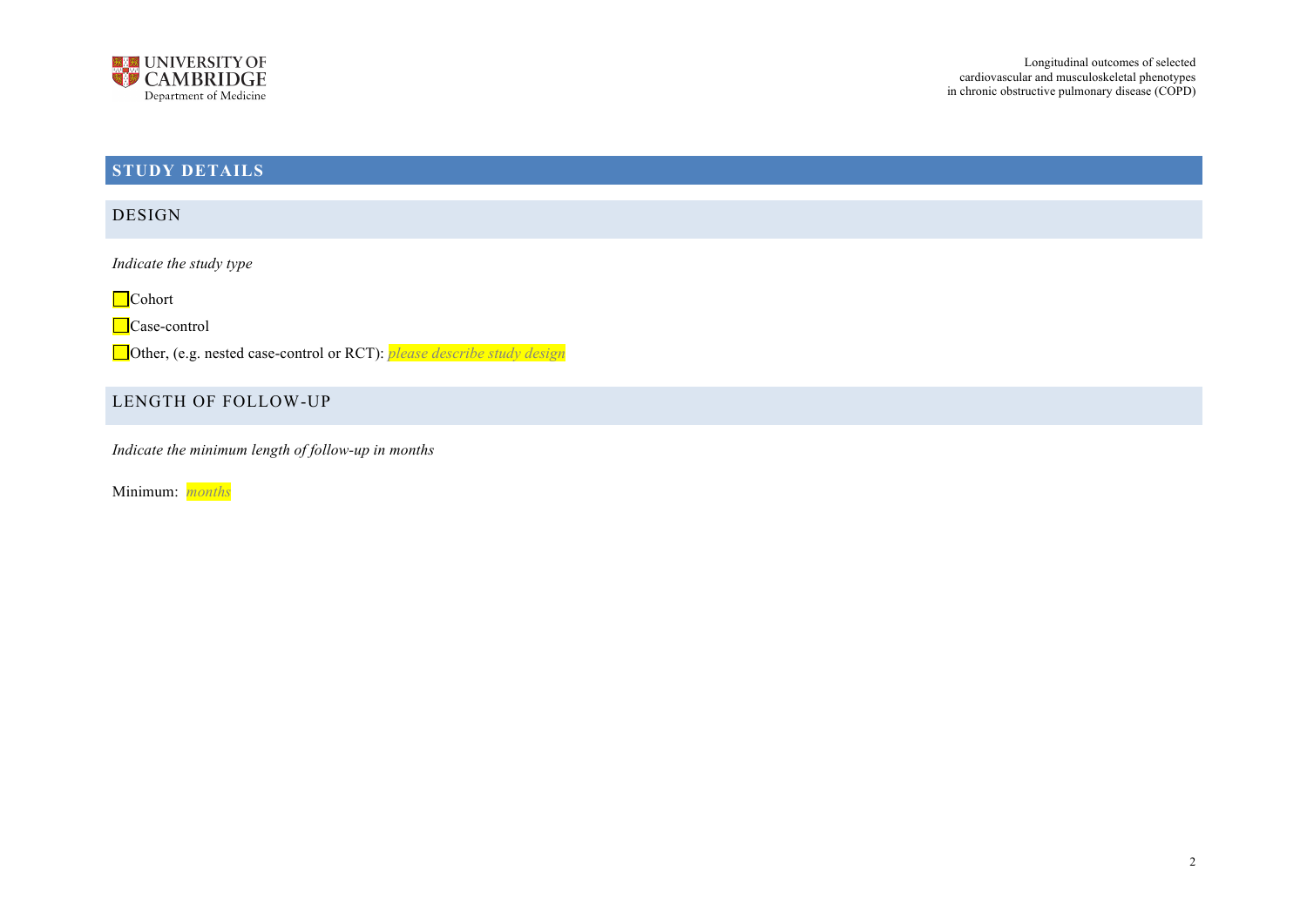## STUDY DETAILS

### DESIGN

*Indicate the study type*

☐ Cohort

☐ Case-control

☐ Other, (e.g. nested case-control or RCT): *please describe study design*

### LENGTH OF FOLLOW-UP

*Indicate the minimum length of follow-up in months*

Minimum: *months*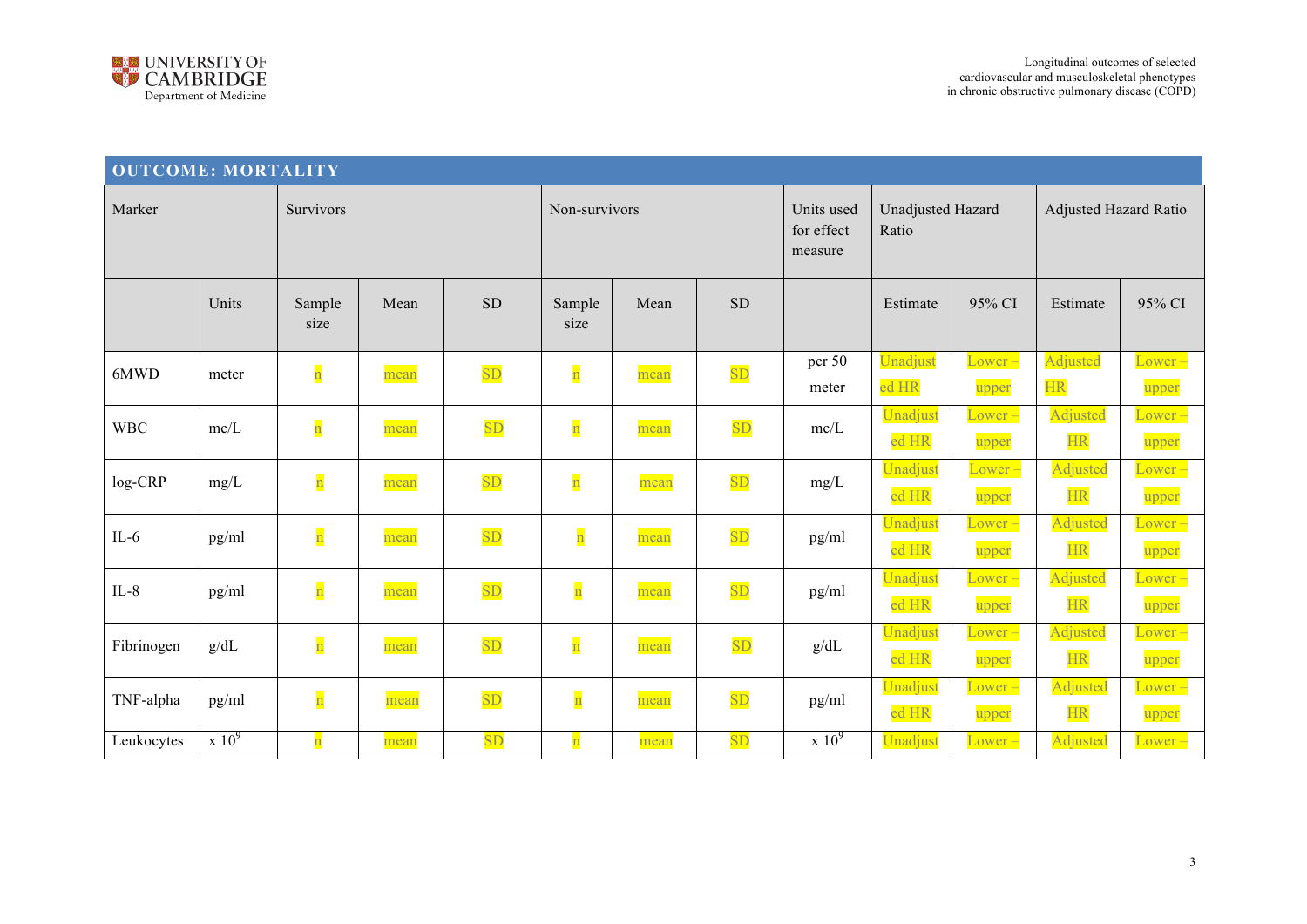## OUTCOME: MORTALITY

| Marker | | Survivors | | | Non-survivors | | | Units used for effect measure | Unadjusted Hazard Ratio | | Adjusted Hazard Ratio | |
|---|---|---|---|---|---|---|---|---|---|---|---|---|
| | Units | Sample size | Mean | SD | Sample size | Mean | SD | | Estimate | 95% CI | Estimate | 95% CI |
| 6MWD | meter | n | mean | SD | n | mean | SD | per 50 meter | Unadjusted HR | Lower – upper | Adjusted HR | Lower – upper |
| WBC | mc/L | n | mean | SD | n | mean | SD | mc/L | Unadjusted HR | Lower – upper | Adjusted HR | Lower – upper |
| log-CRP | mg/L | n | mean | SD | n | mean | SD | mg/L | Unadjusted HR | Lower – upper | Adjusted HR | Lower – upper |
| IL-6 | pg/ml | n | mean | SD | n | mean | SD | pg/ml | Unadjusted HR | Lower – upper | Adjusted HR | Lower – upper |
| IL-8 | pg/ml | n | mean | SD | n | mean | SD | pg/ml | Unadjusted HR | Lower – upper | Adjusted HR | Lower – upper |
| Fibrinogen | g/dL | n | mean | SD | n | mean | SD | g/dL | Unadjusted HR | Lower – upper | Adjusted HR | Lower – upper |
| TNF-alpha | pg/ml | n | mean | SD | n | mean | SD | pg/ml | Unadjusted HR | Lower – upper | Adjusted HR | Lower – upper |
| Leukocytes | $x\ 10^9$ | n | mean | SD | n | mean | SD | $x\ 10^9$ | Unadjust | Lower – | Adjusted | Lower – |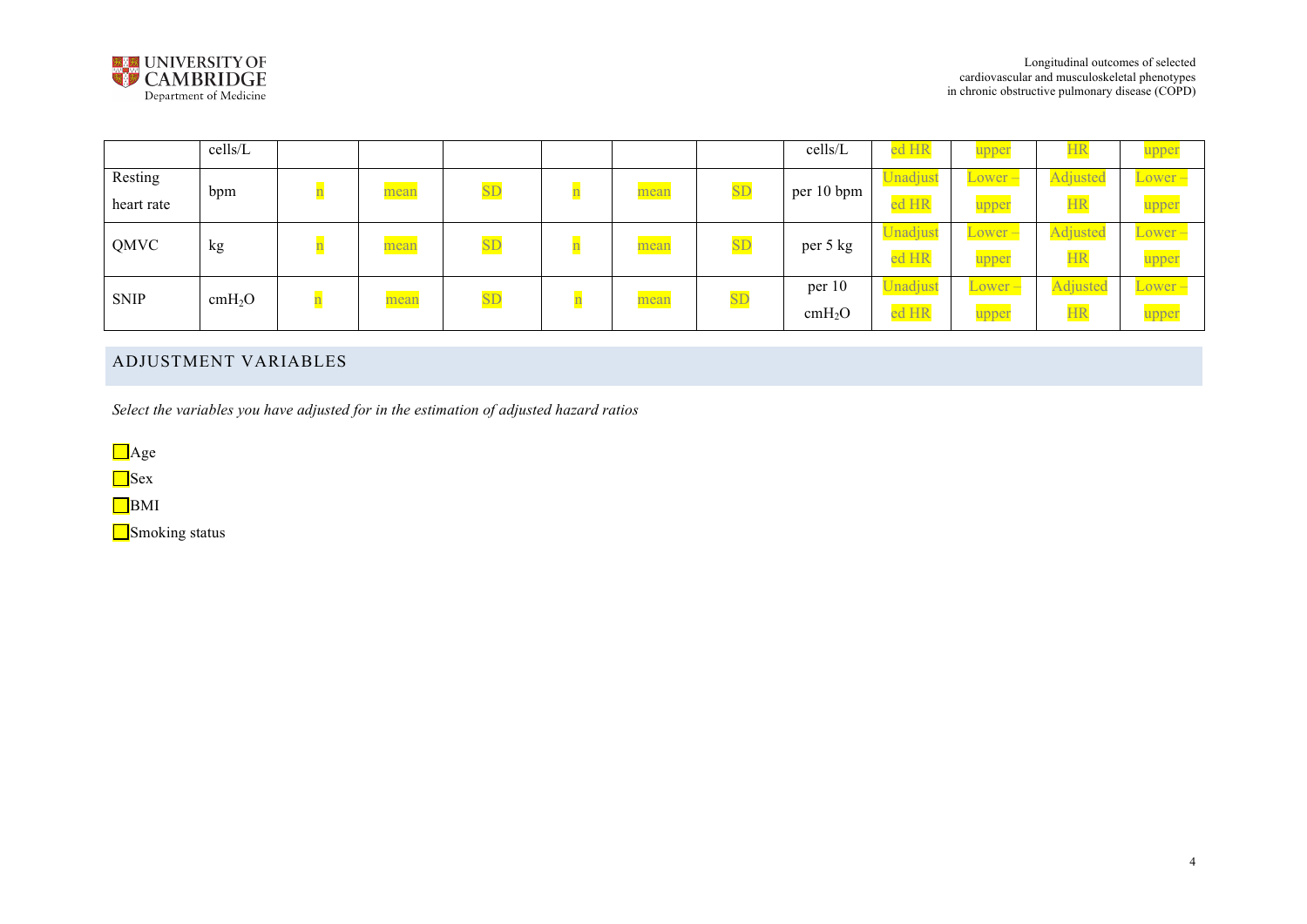| | cells/L | | | | | | | cells/L | ed HR | upper | HR | upper |
|---|---|---|---|---|---|---|---|---|---|---|---|---|
| Resting heart rate | bpm | n | mean | SD | n | mean | SD | per 10 bpm | Unadjusted HR | Lower – upper | Adjusted HR | Lower – upper |
| QMVC | kg | n | mean | SD | n | mean | SD | per 5 kg | Unadjusted HR | Lower – upper | Adjusted HR | Lower – upper |
| SNIP | $cmH_2O$ | n | mean | SD | n | mean | SD | per 10 $cmH_2O$ | Unadjusted HR | Lower – upper | Adjusted HR | Lower – upper |

## ADJUSTMENT VARIABLES

*Select the variables you have adjusted for in the estimation of adjusted hazard ratios*

- [ ] Age
- [ ] Sex
- [ ] BMI
- [ ] Smoking status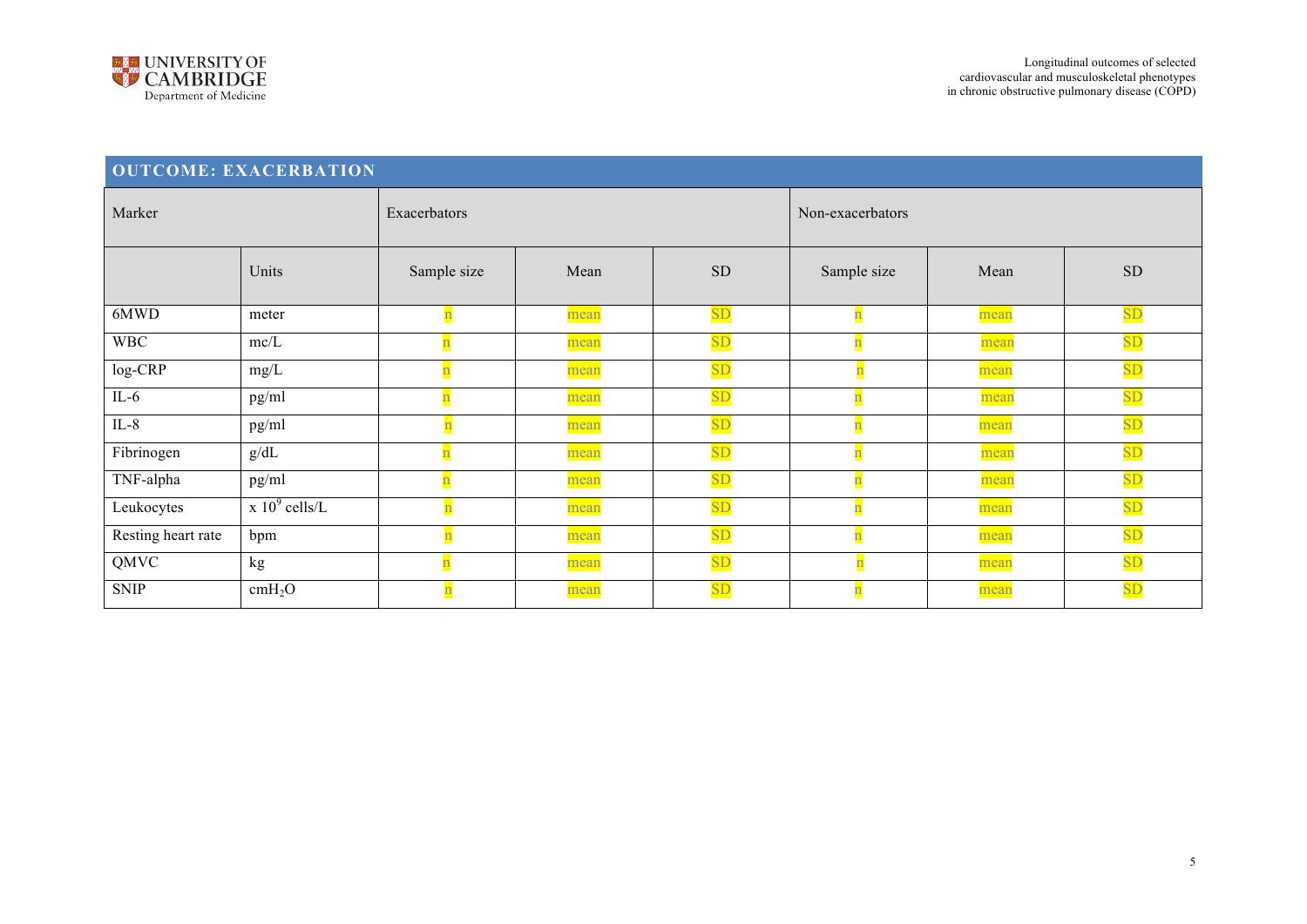## OUTCOME: EXACERBATION

| Marker | | Exacerbators | | | Non-exacerbators | | |
|---|---|---|---|---|---|---|---|
| | Units | Sample size | Mean | SD | Sample size | Mean | SD |
| 6MWD | meter | n | mean | SD | n | mean | SD |
| WBC | mc/L | n | mean | SD | n | mean | SD |
| log-CRP | mg/L | n | mean | SD | n | mean | SD |
| IL-6 | pg/ml | n | mean | SD | n | mean | SD |
| IL-8 | pg/ml | n | mean | SD | n | mean | SD |
| Fibrinogen | g/dL | n | mean | SD | n | mean | SD |
| TNF-alpha | pg/ml | n | mean | SD | n | mean | SD |
| Leukocytes | x $10^9$ cells/L | n | mean | SD | n | mean | SD |
| Resting heart rate | bpm | n | mean | SD | n | mean | SD |
| QMVC | kg | n | mean | SD | n | mean | SD |
| SNIP | cm$H_2O$ | n | mean | SD | n | mean | SD |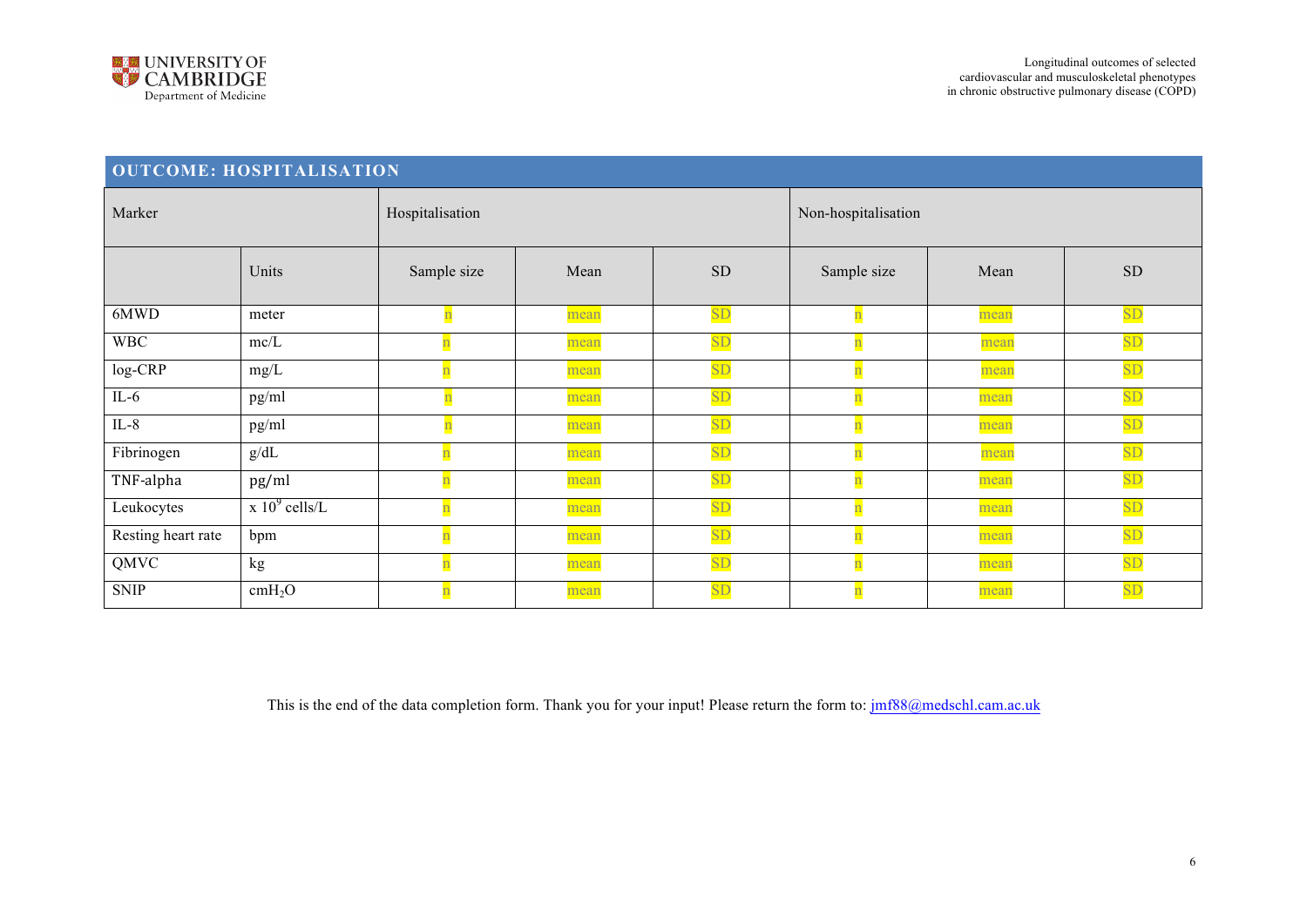## OUTCOME: HOSPITALISATION

| Marker | | Hospitalisation | | | Non-hospitalisation | | |
|---|---|---|---|---|---|---|---|
| | Units | Sample size | Mean | SD | Sample size | Mean | SD |
| 6MWD | meter | n | mean | SD | n | mean | SD |
| WBC | mc/L | n | mean | SD | n | mean | SD |
| log-CRP | mg/L | n | mean | SD | n | mean | SD |
| IL-6 | pg/ml | n | mean | SD | n | mean | SD |
| IL-8 | pg/ml | n | mean | SD | n | mean | SD |
| Fibrinogen | g/dL | n | mean | SD | n | mean | SD |
| TNF-alpha | pg/ml | n | mean | SD | n | mean | SD |
| Leukocytes | x $10^9$ cells/L | n | mean | SD | n | mean | SD |
| Resting heart rate | bpm | n | mean | SD | n | mean | SD |
| QMVC | kg | n | mean | SD | n | mean | SD |
| SNIP | $cmH_2O$ | n | mean | SD | n | mean | SD |

This is the end of the data completion form. Thank you for your input! Please return the form to: jmf88@medschl.cam.ac.uk